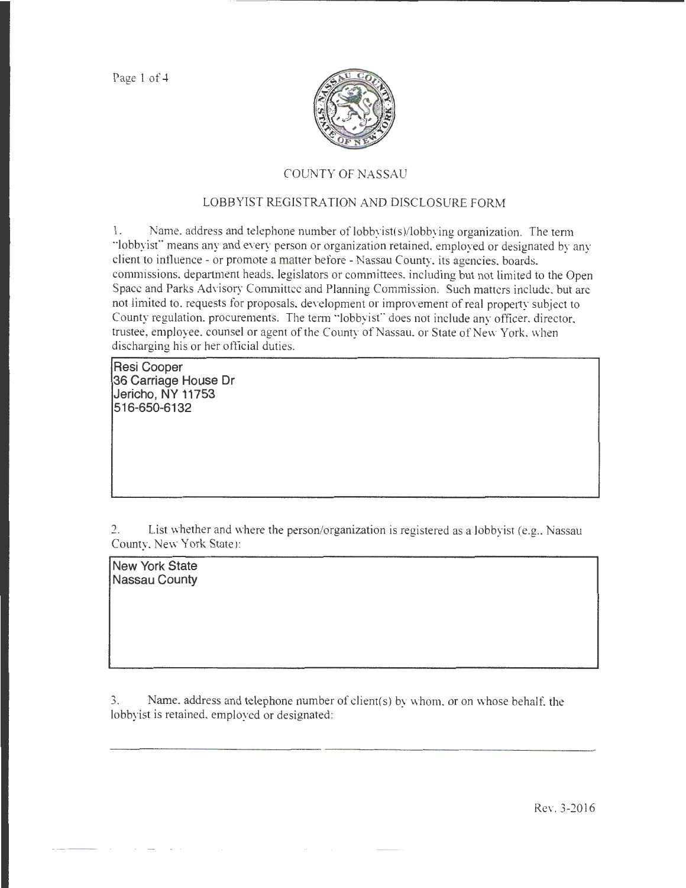# COUNTY OF NASSAU

## LOBBYIST REGISTRATION AND DISCLOSURE FORM

1. Name, address and telephone number of lobbyist(s)/lobbying organization. The term "lobbyist" means any and every person or organization retained, employed or designated by any client to influence - or promote a matter before - Nassau County, its agencies, boards, commissions, department heads, legislators or committees, including but not limited to the Open Space and Parks Advisory Committee and Planning Commission. Such matters include, but are not limited to, requests for proposals, development or improvement of real property subject to County regulation, procurements. The term "lobbyist" does not include any officer, director, trustee, employee, counsel or agent of the County of Nassau, or State of New York, when discharging his or her official duties.

Resi Cooper
36 Carriage House Dr
Jericho, NY 11753
516-650-6132

2. List whether and where the person/organization is registered as a lobbyist (e.g., Nassau County, New York State):

New York State
Nassau County

3. Name, address and telephone number of client(s) by whom, or on whose behalf, the lobbyist is retained, employed or designated:

Rev. 3-2016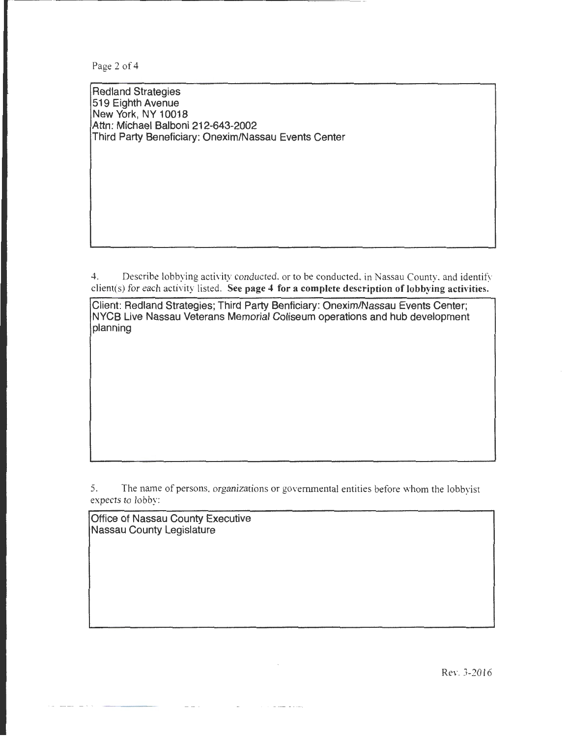Redland Strategies
519 Eighth Avenue
New York, NY 10018
Attn: Michael Balboni 212-643-2002
Third Party Beneficiary: Onexim/Nassau Events Center

4. Describe lobbying activity conducted, or to be conducted, in Nassau County, and identify client(s) for each activity listed. **See page 4 for a complete description of lobbying activities.**

Client: Redland Strategies; Third Party Benficiary: Onexim/Nassau Events Center; NYCB Live Nassau Veterans Memorial Coliseum operations and hub development planning

5. The name of persons, organizations or governmental entities before whom the lobbyist expects to lobby:

Office of Nassau County Executive
Nassau County Legislature

Rev. 3-2016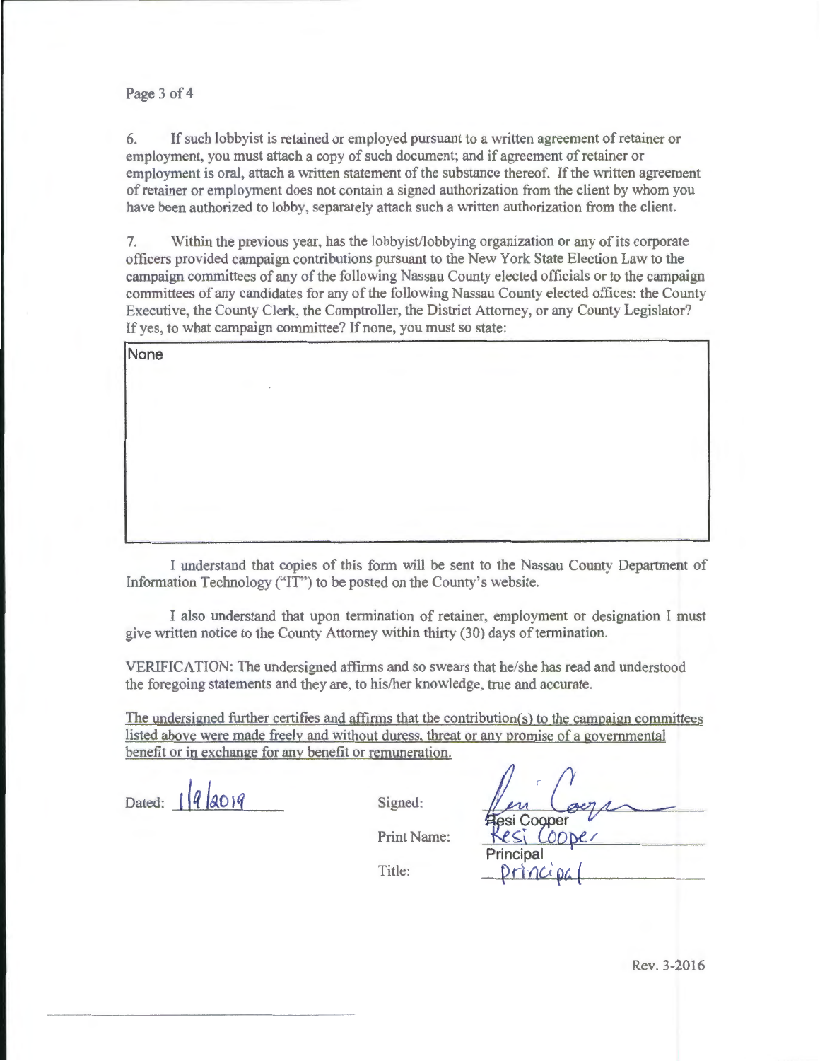6. If such lobbyist is retained or employed pursuant to a written agreement of retainer or employment, you must attach a copy of such document; and if agreement of retainer or employment is oral, attach a written statement of the substance thereof. If the written agreement of retainer or employment does not contain a signed authorization from the client by whom you have been authorized to lobby, separately attach such a written authorization from the client.

7. Within the previous year, has the lobbyist/lobbying organization or any of its corporate officers provided campaign contributions pursuant to the New York State Election Law to the campaign committees of any of the following Nassau County elected officials or to the campaign committees of any candidates for any of the following Nassau County elected offices: the County Executive, the County Clerk, the Comptroller, the District Attorney, or any County Legislator? If yes, to what campaign committee? If none, you must so state:

| None |
|---|

I understand that copies of this form will be sent to the Nassau County Department of Information Technology ("IT") to be posted on the County's website.

I also understand that upon termination of retainer, employment or designation I must give written notice to the County Attorney within thirty (30) days of termination.

VERIFICATION: The undersigned affirms and so swears that he/she has read and understood the foregoing statements and they are, to his/her knowledge, true and accurate.

The undersigned further certifies and affirms that the contribution(s) to the campaign committees listed above were made freely and without duress, threat or any promise of a governmental benefit or in exchange for any benefit or remuneration.

Dated: 1/9/2019

Signed: Resi Cooper

Print Name: Resi Cooper

Title: Principal

Rev. 3-2016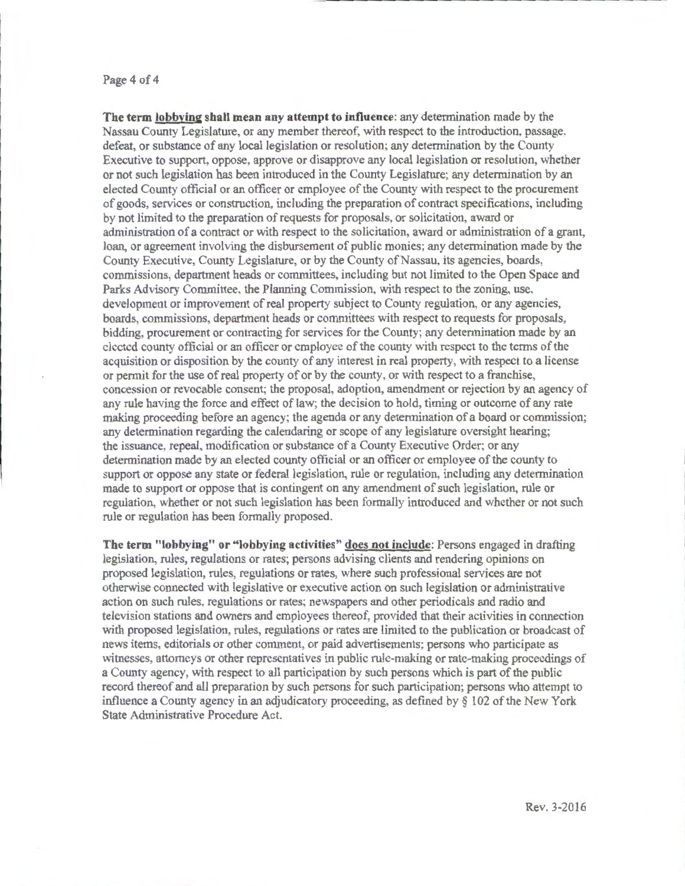**The term <u>lobbying</u> shall mean any attempt to influence**: any determination made by the Nassau County Legislature, or any member thereof, with respect to the introduction, passage, defeat, or substance of any local legislation or resolution; any determination by the County Executive to support, oppose, approve or disapprove any local legislation or resolution, whether or not such legislation has been introduced in the County Legislature; any determination by an elected County official or an officer or employee of the County with respect to the procurement of goods, services or construction, including the preparation of contract specifications, including by not limited to the preparation of requests for proposals, or solicitation, award or administration of a contract or with respect to the solicitation, award or administration of a grant, loan, or agreement involving the disbursement of public monies; any determination made by the County Executive, County Legislature, or by the County of Nassau, its agencies, boards, commissions, department heads or committees, including but not limited to the Open Space and Parks Advisory Committee, the Planning Commission, with respect to the zoning, use, development or improvement of real property subject to County regulation, or any agencies, boards, commissions, department heads or committees with respect to requests for proposals, bidding, procurement or contracting for services for the County; any determination made by an elected county official or an officer or employee of the county with respect to the terms of the acquisition or disposition by the county of any interest in real property, with respect to a license or permit for the use of real property of or by the county, or with respect to a franchise, concession or revocable consent; the proposal, adoption, amendment or rejection by an agency of any rule having the force and effect of law; the decision to hold, timing or outcome of any rate making proceeding before an agency; the agenda or any determination of a board or commission; any determination regarding the calendaring or scope of any legislature oversight hearing; the issuance, repeal, modification or substance of a County Executive Order; or any determination made by an elected county official or an officer or employee of the county to support or oppose any state or federal legislation, rule or regulation, including any determination made to support or oppose that is contingent on any amendment of such legislation, rule or regulation, whether or not such legislation has been formally introduced and whether or not such rule or regulation has been formally proposed.

**The term "lobbying" or "lobbying activities" <u>does not include</u>**: Persons engaged in drafting legislation, rules, regulations or rates; persons advising clients and rendering opinions on proposed legislation, rules, regulations or rates, where such professional services are not otherwise connected with legislative or executive action on such legislation or administrative action on such rules, regulations or rates; newspapers and other periodicals and radio and television stations and owners and employees thereof, provided that their activities in connection with proposed legislation, rules, regulations or rates are limited to the publication or broadcast of news items, editorials or other comment, or paid advertisements; persons who participate as witnesses, attorneys or other representatives in public rule-making or rate-making proceedings of a County agency, with respect to all participation by such persons which is part of the public record thereof and all preparation by such persons for such participation; persons who attempt to influence a County agency in an adjudicatory proceeding, as defined by § 102 of the New York State Administrative Procedure Act.

Rev. 3-2016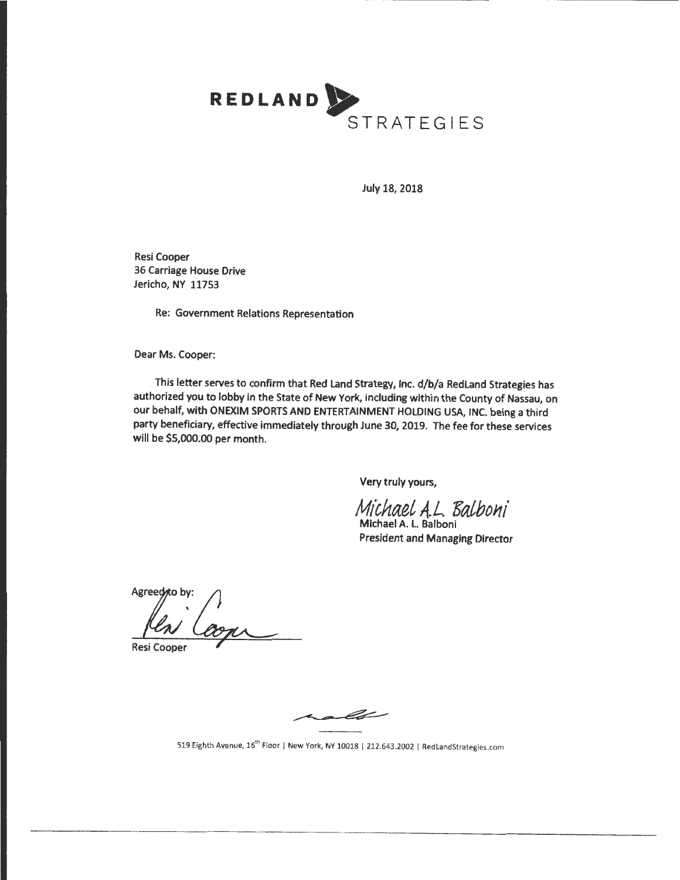**REDLAND STRATEGIES**

July 18, 2018

Resi Cooper
36 Carriage House Drive
Jericho, NY 11753

Re: Government Relations Representation

Dear Ms. Cooper:

This letter serves to confirm that Red Land Strategy, Inc. d/b/a RedLand Strategies has authorized you to lobby in the State of New York, including within the County of Nassau, on our behalf, with ONEXIM SPORTS AND ENTERTAINMENT HOLDING USA, INC. being a third party beneficiary, effective immediately through June 30, 2019. The fee for these services will be $5,000.00 per month.

Very truly yours,

*Michael A.L. Balboni*
Michael A. L. Balboni
President and Managing Director

Agreed to by:

Resi Cooper

519 Eighth Avenue, 16th Floor | New York, NY 10018 | 212.643.2002 | RedLandStrategies.com